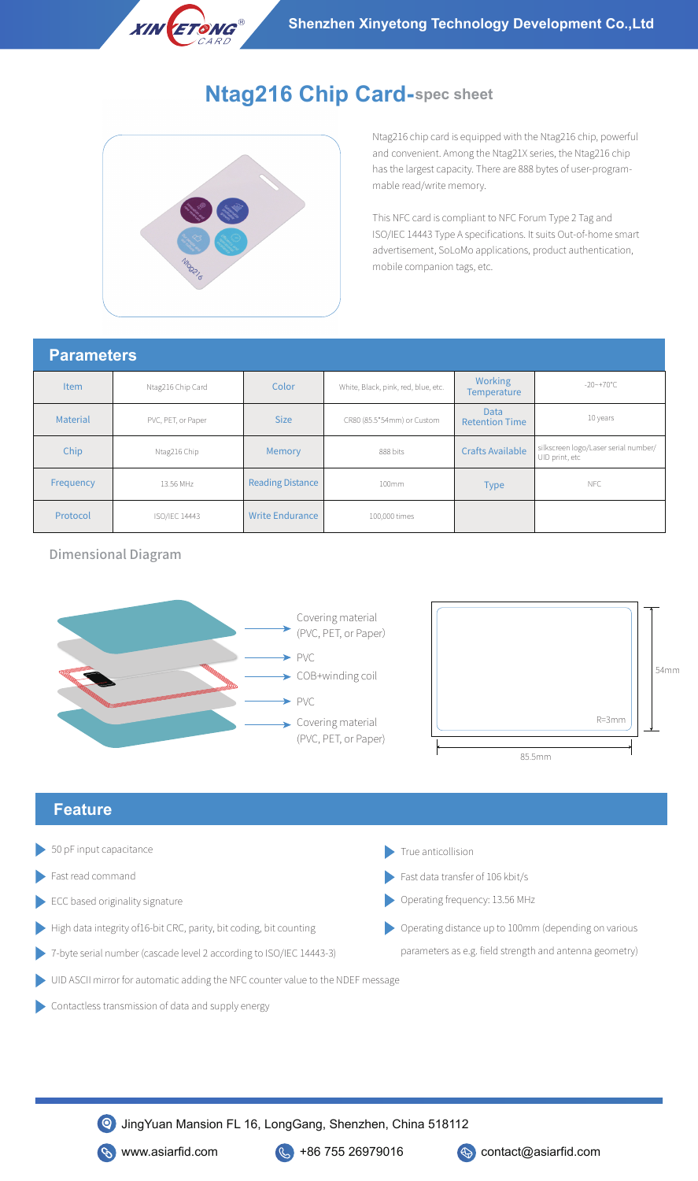# Ntag216 Chip Card-spec sheet

Ntag216 chip card is equipped with the Ntag216 chip, powerful and convenient. Among the Ntag21X series, the Ntag216 chip has the largest capacity. There are 888 bytes of user-programmable read/write memory.

This NFC card is compliant to NFC Forum Type 2 Tag and ISO/IEC 14443 Type A specifications. It suits Out-of-home smart advertisement, SoLoMo applications, product authentication, mobile companion tags, etc.

## Parameters

| Item | Ntag216 Chip Card | Color | White, Black, pink, red, blue, etc. | Working Temperature | -20~+70°C |
|---|---|---|---|---|---|
| Material | PVC, PET, or Paper | Size | CR80 (85.5*54mm) or Custom | Data Retention Time | 10 years |
| Chip | Ntag216 Chip | Memory | 888 bits | Crafts Available | silkscreen logo/Laser serial number/ UID print, etc |
| Frequency | 13.56 MHz | Reading Distance | 100mm | Type | NFC |
| Protocol | ISO/IEC 14443 | Write Endurance | 100,000 times | | |

### Dimensional Diagram

- Covering material (PVC, PET, or Paper)
- PVC
- COB+winding coil
- PVC
- Covering material (PVC, PET, or Paper)

54mm

R=3mm

85.5mm

## Feature

- 50 pF input capacitance
- Fast read command
- ECC based originality signature
- High data integrity of16-bit CRC, parity, bit coding, bit counting
- 7-byte serial number (cascade level 2 according to ISO/IEC 14443-3)
- UID ASCII mirror for automatic adding the NFC counter value to the NDEF message
- Contactless transmission of data and supply energy
- True anticollision
- Fast data transfer of 106 kbit/s
- Operating frequency: 13.56 MHz
- Operating distance up to 100mm (depending on various parameters as e.g. field strength and antenna geometry)

JingYuan Mansion FL 16, LongGang, Shenzhen, China 518112

www.asiarfid.com

+86 755 26979016

contact@asiarfid.com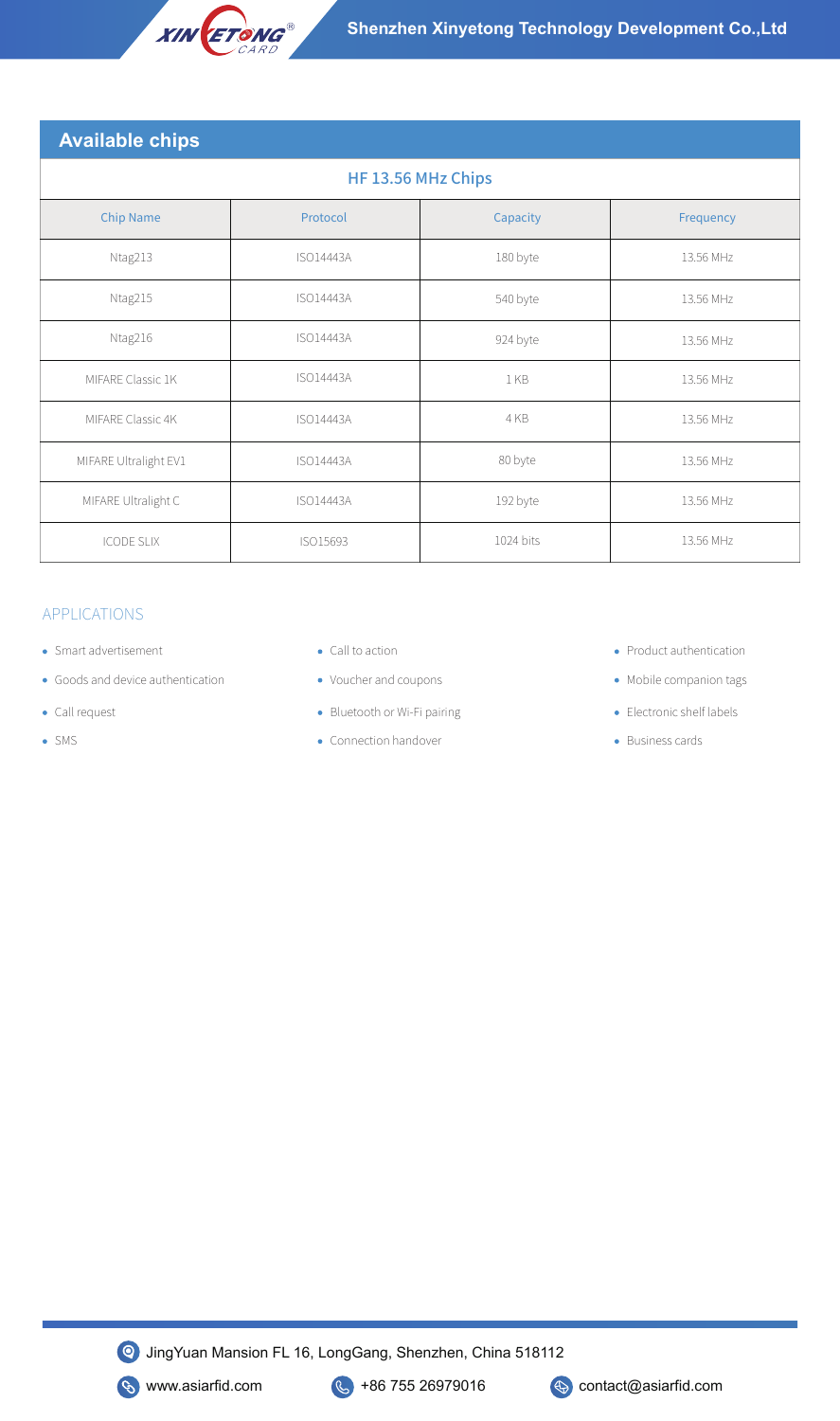## Available chips

### HF 13.56 MHz Chips

| Chip Name | Protocol | Capacity | Frequency |
|---|---|---|---|
| Ntag213 | ISO14443A | 180 byte | 13.56 MHz |
| Ntag215 | ISO14443A | 540 byte | 13.56 MHz |
| Ntag216 | ISO14443A | 924 byte | 13.56 MHz |
| MIFARE Classic 1K | ISO14443A | 1 KB | 13.56 MHz |
| MIFARE Classic 4K | ISO14443A | 4 KB | 13.56 MHz |
| MIFARE Ultralight EV1 | ISO14443A | 80 byte | 13.56 MHz |
| MIFARE Ultralight C | ISO14443A | 192 byte | 13.56 MHz |
| ICODE SLIX | ISO15693 | 1024 bits | 13.56 MHz |

### APPLICATIONS

- Smart advertisement
- Goods and device authentication
- Call request
- SMS
- Call to action
- Voucher and coupons
- Bluetooth or Wi-Fi pairing
- Connection handover
- Product authentication
- Mobile companion tags
- Electronic shelf labels
- Business cards

JingYuan Mansion FL 16, LongGang, Shenzhen, China 518112

www.asiarfid.com | +86 755 26979016 | contact@asiarfid.com